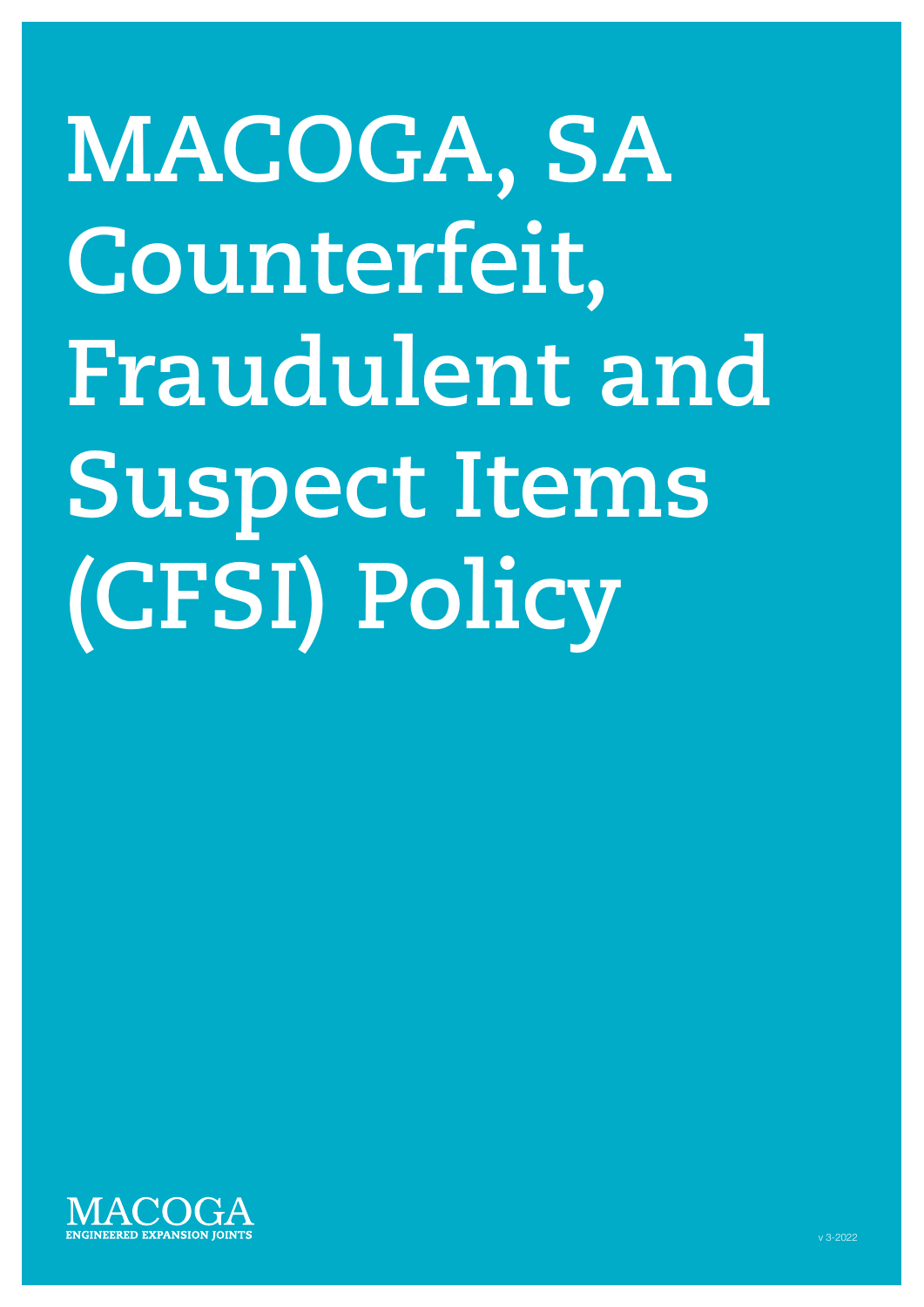# MACOGA, SA Counterfeit, Fraudulent and Suspect Items (CFSI) Policy

MACOGA
ENGINEERED EXPANSION JOINTS

v 3-2022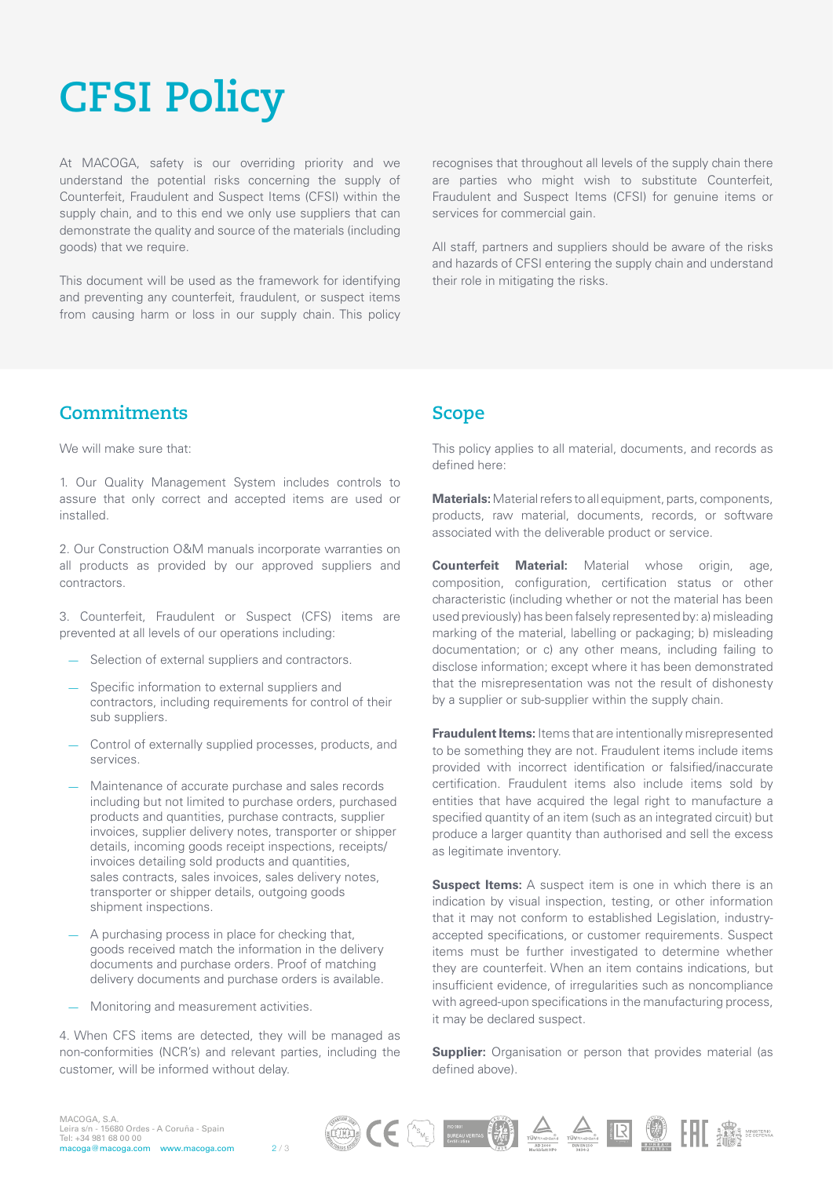# CFSI Policy

At MACOGA, safety is our overriding priority and we understand the potential risks concerning the supply of Counterfeit, Fraudulent and Suspect Items (CFSI) within the supply chain, and to this end we only use suppliers that can demonstrate the quality and source of the materials (including goods) that we require.

This document will be used as the framework for identifying and preventing any counterfeit, fraudulent, or suspect items from causing harm or loss in our supply chain. This policy recognises that throughout all levels of the supply chain there are parties who might wish to substitute Counterfeit, Fraudulent and Suspect Items (CFSI) for genuine items or services for commercial gain.

All staff, partners and suppliers should be aware of the risks and hazards of CFSI entering the supply chain and understand their role in mitigating the risks.

## Commitments

We will make sure that:

1. Our Quality Management System includes controls to assure that only correct and accepted items are used or installed.

2. Our Construction O&M manuals incorporate warranties on all products as provided by our approved suppliers and contractors.

3. Counterfeit, Fraudulent or Suspect (CFS) items are prevented at all levels of our operations including:

- Selection of external suppliers and contractors.
- Specific information to external suppliers and contractors, including requirements for control of their sub suppliers.
- Control of externally supplied processes, products, and services.
- Maintenance of accurate purchase and sales records including but not limited to purchase orders, purchased products and quantities, purchase contracts, supplier invoices, supplier delivery notes, transporter or shipper details, incoming goods receipt inspections, receipts/ invoices detailing sold products and quantities, sales contracts, sales invoices, sales delivery notes, transporter or shipper details, outgoing goods shipment inspections.
- A purchasing process in place for checking that, goods received match the information in the delivery documents and purchase orders. Proof of matching delivery documents and purchase orders is available.
- Monitoring and measurement activities.

4. When CFS items are detected, they will be managed as non-conformities (NCR's) and relevant parties, including the customer, will be informed without delay.

## Scope

This policy applies to all material, documents, and records as defined here:

**Materials:** Material refers to all equipment, parts, components, products, raw material, documents, records, or software associated with the deliverable product or service.

**Counterfeit Material:** Material whose origin, age, composition, configuration, certification status or other characteristic (including whether or not the material has been used previously) has been falsely represented by: a) misleading marking of the material, labelling or packaging; b) misleading documentation; or c) any other means, including failing to disclose information; except where it has been demonstrated that the misrepresentation was not the result of dishonesty by a supplier or sub-supplier within the supply chain.

**Fraudulent Items:** Items that are intentionally misrepresented to be something they are not. Fraudulent items include items provided with incorrect identification or falsified/inaccurate certification. Fraudulent items also include items sold by entities that have acquired the legal right to manufacture a specified quantity of an item (such as an integrated circuit) but produce a larger quantity than authorised and sell the excess as legitimate inventory.

**Suspect Items:** A suspect item is one in which there is an indication by visual inspection, testing, or other information that it may not conform to established Legislation, industry-accepted specifications, or customer requirements. Suspect items must be further investigated to determine whether they are counterfeit. When an item contains indications, but insufficient evidence, of irregularities such as noncompliance with agreed-upon specifications in the manufacturing process, it may be declared suspect.

**Supplier:** Organisation or person that provides material (as defined above).

MACOGA, S.A.
Leira s/n - 15680 Ordes - A Coruña - Spain
Tel: +34 981 68 00 00
macoga@macoga.com www.macoga.com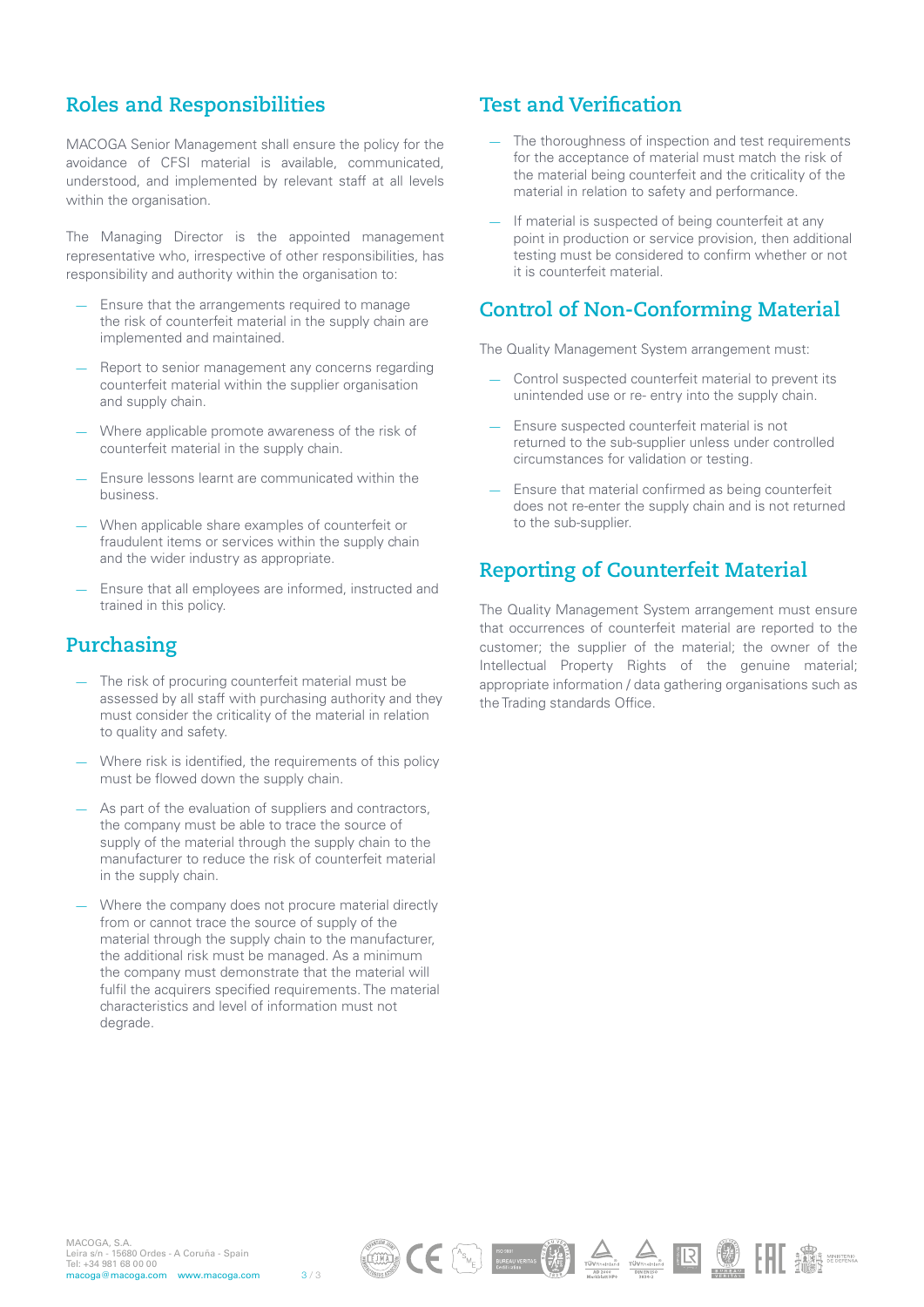## Roles and Responsibilities

MACOGA Senior Management shall ensure the policy for the avoidance of CFSI material is available, communicated, understood, and implemented by relevant staff at all levels within the organisation.

The Managing Director is the appointed management representative who, irrespective of other responsibilities, has responsibility and authority within the organisation to:

- Ensure that the arrangements required to manage the risk of counterfeit material in the supply chain are implemented and maintained.
- Report to senior management any concerns regarding counterfeit material within the supplier organisation and supply chain.
- Where applicable promote awareness of the risk of counterfeit material in the supply chain.
- Ensure lessons learnt are communicated within the business.
- When applicable share examples of counterfeit or fraudulent items or services within the supply chain and the wider industry as appropriate.
- Ensure that all employees are informed, instructed and trained in this policy.

## Purchasing

- The risk of procuring counterfeit material must be assessed by all staff with purchasing authority and they must consider the criticality of the material in relation to quality and safety.
- Where risk is identified, the requirements of this policy must be flowed down the supply chain.
- As part of the evaluation of suppliers and contractors, the company must be able to trace the source of supply of the material through the supply chain to the manufacturer to reduce the risk of counterfeit material in the supply chain.
- Where the company does not procure material directly from or cannot trace the source of supply of the material through the supply chain to the manufacturer, the additional risk must be managed. As a minimum the company must demonstrate that the material will fulfil the acquirers specified requirements. The material characteristics and level of information must not degrade.

## Test and Verification

- The thoroughness of inspection and test requirements for the acceptance of material must match the risk of the material being counterfeit and the criticality of the material in relation to safety and performance.
- If material is suspected of being counterfeit at any point in production or service provision, then additional testing must be considered to confirm whether or not it is counterfeit material.

## Control of Non-Conforming Material

The Quality Management System arrangement must:

- Control suspected counterfeit material to prevent its unintended use or re- entry into the supply chain.
- Ensure suspected counterfeit material is not returned to the sub-supplier unless under controlled circumstances for validation or testing.
- Ensure that material confirmed as being counterfeit does not re-enter the supply chain and is not returned to the sub-supplier.

## Reporting of Counterfeit Material

The Quality Management System arrangement must ensure that occurrences of counterfeit material are reported to the customer; the supplier of the material; the owner of the Intellectual Property Rights of the genuine material; appropriate information / data gathering organisations such as the Trading standards Office.

MACOGA, S.A.
Leira s/n - 15680 Ordes - A Coruña - Spain
Tel: +34 981 68 00 00
macoga@macoga.com www.macoga.com